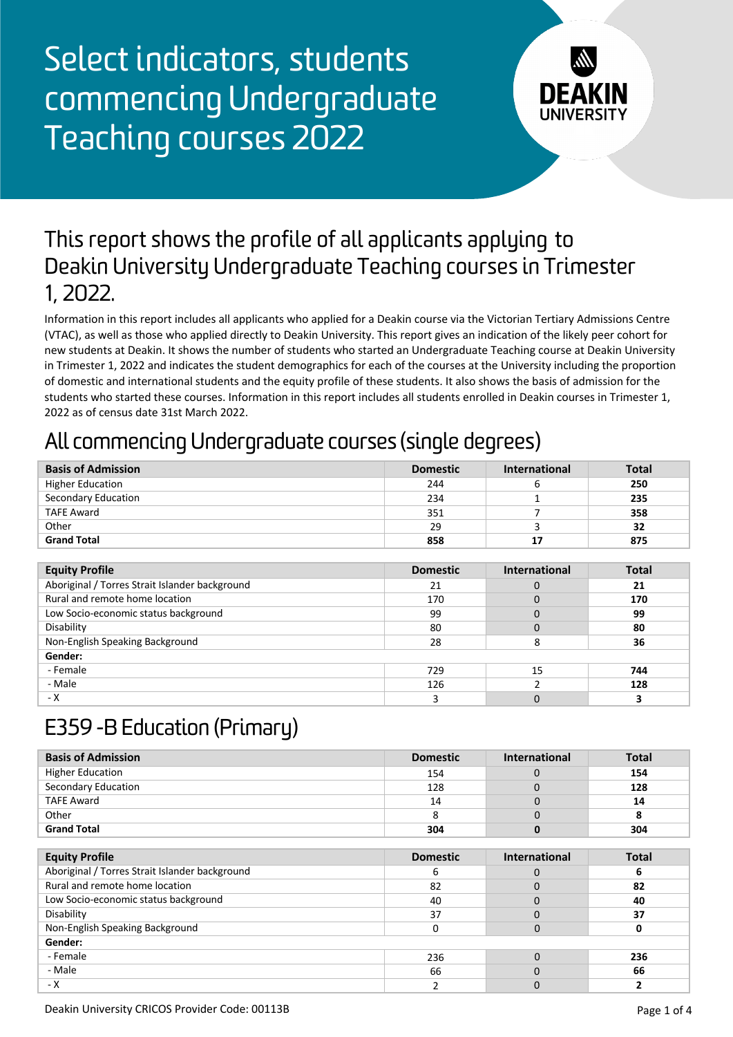# Select indicators, students commencing Undergraduate Teaching courses 2022

## This report shows the profile of all applicants applying to Deakin University Undergraduate Teaching courses in Trimester 1, 2022.

Information in this report includes all applicants who applied for a Deakin course via the Victorian Tertiary Admissions Centre (VTAC), as well as those who applied directly to Deakin University. This report gives an indication of the likely peer cohort for new students at Deakin. It shows the number of students who started an Undergraduate Teaching course at Deakin University in Trimester 1, 2022 and indicates the student demographics for each of the courses at the University including the proportion of domestic and international students and the equity profile of these students. It also shows the basis of admission for the students who started these courses. Information in this report includes all students enrolled in Deakin courses in Trimester 1, 2022 as of census date 31st March 2022.

## All commencing Undergraduate courses (single degrees)

| Basis of Admission | Domestic | International | Total |
|---|---|---|---|
| Higher Education | 244 | 6 | **250** |
| Secondary Education | 234 | 1 | **235** |
| TAFE Award | 351 | 7 | **358** |
| Other | 29 | 3 | **32** |
| **Grand Total** | **858** | **17** | **875** |

| Equity Profile | Domestic | International | Total |
|---|---|---|---|
| Aboriginal / Torres Strait Islander background | 21 | 0 | **21** |
| Rural and remote home location | 170 | 0 | **170** |
| Low Socio-economic status background | 99 | 0 | **99** |
| Disability | 80 | 0 | **80** |
| Non-English Speaking Background | 28 | 8 | **36** |
| **Gender:** | | | |
| - Female | 729 | 15 | **744** |
| - Male | 126 | 2 | **128** |
| - X | 3 | 0 | **3** |

## E359 -B Education (Primary)

| Basis of Admission | Domestic | International | Total |
|---|---|---|---|
| Higher Education | 154 | 0 | **154** |
| Secondary Education | 128 | 0 | **128** |
| TAFE Award | 14 | 0 | **14** |
| Other | 8 | 0 | **8** |
| **Grand Total** | **304** | **0** | **304** |

| Equity Profile | Domestic | International | Total |
|---|---|---|---|
| Aboriginal / Torres Strait Islander background | 6 | 0 | **6** |
| Rural and remote home location | 82 | 0 | **82** |
| Low Socio-economic status background | 40 | 0 | **40** |
| Disability | 37 | 0 | **37** |
| Non-English Speaking Background | 0 | 0 | **0** |
| **Gender:** | | | |
| - Female | 236 | 0 | **236** |
| - Male | 66 | 0 | **66** |
| - X | 2 | 0 | **2** |

Deakin University CRICOS Provider Code: 00113B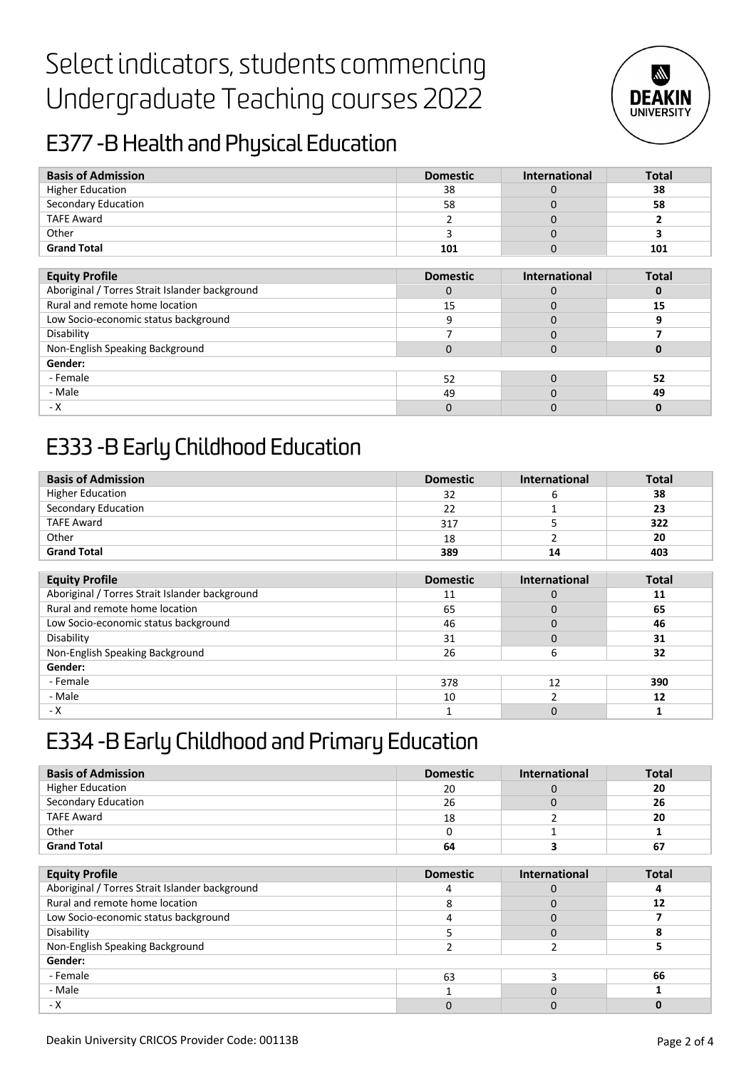# Select indicators, students commencing Undergraduate Teaching courses 2022

## E377 -B Health and Physical Education

| Basis of Admission | Domestic | International | Total |
|---|---|---|---|
| Higher Education | 38 | 0 | **38** |
| Secondary Education | 58 | 0 | **58** |
| TAFE Award | 2 | 0 | **2** |
| Other | 3 | 0 | **3** |
| **Grand Total** | **101** | 0 | **101** |

| Equity Profile | Domestic | International | Total |
|---|---|---|---|
| Aboriginal / Torres Strait Islander background | 0 | 0 | **0** |
| Rural and remote home location | 15 | 0 | **15** |
| Low Socio-economic status background | 9 | 0 | **9** |
| Disability | 7 | 0 | **7** |
| Non-English Speaking Background | 0 | 0 | **0** |
| **Gender:** | | | |
| - Female | 52 | 0 | **52** |
| - Male | 49 | 0 | **49** |
| - X | 0 | 0 | **0** |

## E333 -B Early Childhood Education

| Basis of Admission | Domestic | International | Total |
|---|---|---|---|
| Higher Education | 32 | 6 | **38** |
| Secondary Education | 22 | 1 | **23** |
| TAFE Award | 317 | 5 | **322** |
| Other | 18 | 2 | **20** |
| **Grand Total** | **389** | **14** | **403** |

| Equity Profile | Domestic | International | Total |
|---|---|---|---|
| Aboriginal / Torres Strait Islander background | 11 | 0 | **11** |
| Rural and remote home location | 65 | 0 | **65** |
| Low Socio-economic status background | 46 | 0 | **46** |
| Disability | 31 | 0 | **31** |
| Non-English Speaking Background | 26 | 6 | **32** |
| **Gender:** | | | |
| - Female | 378 | 12 | **390** |
| - Male | 10 | 2 | **12** |
| - X | 1 | 0 | **1** |

## E334 -B Early Childhood and Primary Education

| Basis of Admission | Domestic | International | Total |
|---|---|---|---|
| Higher Education | 20 | 0 | **20** |
| Secondary Education | 26 | 0 | **26** |
| TAFE Award | 18 | 2 | **20** |
| Other | 0 | 1 | **1** |
| **Grand Total** | **64** | **3** | **67** |

| Equity Profile | Domestic | International | Total |
|---|---|---|---|
| Aboriginal / Torres Strait Islander background | 4 | 0 | **4** |
| Rural and remote home location | 8 | 0 | **12** |
| Low Socio-economic status background | 4 | 0 | **7** |
| Disability | 5 | 0 | **8** |
| Non-English Speaking Background | 2 | 2 | **5** |
| **Gender:** | | | |
| - Female | 63 | 3 | **66** |
| - Male | 1 | 0 | **1** |
| - X | 0 | 0 | **0** |

Deakin University CRICOS Provider Code: 00113B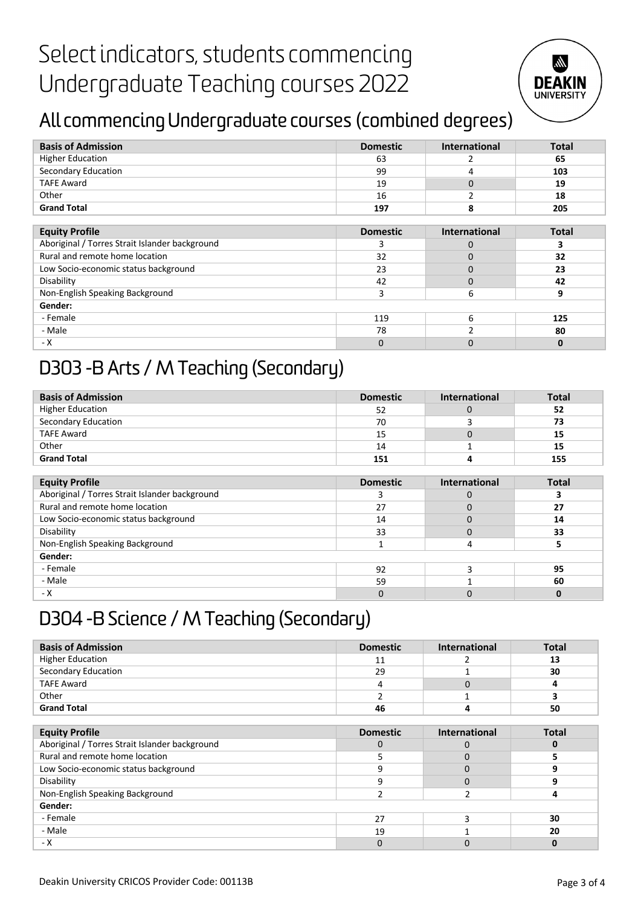# Select indicators, students commencing Undergraduate Teaching courses 2022

## All commencing Undergraduate courses (combined degrees)

| Basis of Admission | Domestic | International | Total |
|---|---|---|---|
| Higher Education | 63 | 2 | **65** |
| Secondary Education | 99 | 4 | **103** |
| TAFE Award | 19 | 0 | **19** |
| Other | 16 | 2 | **18** |
| **Grand Total** | **197** | **8** | **205** |

| Equity Profile | Domestic | International | Total |
|---|---|---|---|
| Aboriginal / Torres Strait Islander background | 3 | 0 | **3** |
| Rural and remote home location | 32 | 0 | **32** |
| Low Socio-economic status background | 23 | 0 | **23** |
| Disability | 42 | 0 | **42** |
| Non-English Speaking Background | 3 | 6 | **9** |
| **Gender:** | | | |
| - Female | 119 | 6 | **125** |
| - Male | 78 | 2 | **80** |
| - X | 0 | 0 | **0** |

## D303 -B Arts / M Teaching (Secondary)

| Basis of Admission | Domestic | International | Total |
|---|---|---|---|
| Higher Education | 52 | 0 | **52** |
| Secondary Education | 70 | 3 | **73** |
| TAFE Award | 15 | 0 | **15** |
| Other | 14 | 1 | **15** |
| **Grand Total** | **151** | **4** | **155** |

| Equity Profile | Domestic | International | Total |
|---|---|---|---|
| Aboriginal / Torres Strait Islander background | 3 | 0 | **3** |
| Rural and remote home location | 27 | 0 | **27** |
| Low Socio-economic status background | 14 | 0 | **14** |
| Disability | 33 | 0 | **33** |
| Non-English Speaking Background | 1 | 4 | **5** |
| **Gender:** | | | |
| - Female | 92 | 3 | **95** |
| - Male | 59 | 1 | **60** |
| - X | 0 | 0 | **0** |

## D304 -B Science / M Teaching (Secondary)

| Basis of Admission | Domestic | International | Total |
|---|---|---|---|
| Higher Education | 11 | 2 | **13** |
| Secondary Education | 29 | 1 | **30** |
| TAFE Award | 4 | 0 | **4** |
| Other | 2 | 1 | **3** |
| **Grand Total** | **46** | **4** | **50** |

| Equity Profile | Domestic | International | Total |
|---|---|---|---|
| Aboriginal / Torres Strait Islander background | 0 | 0 | **0** |
| Rural and remote home location | 5 | 0 | **5** |
| Low Socio-economic status background | 9 | 0 | **9** |
| Disability | 9 | 0 | **9** |
| Non-English Speaking Background | 2 | 2 | **4** |
| **Gender:** | | | |
| - Female | 27 | 3 | **30** |
| - Male | 19 | 1 | **20** |
| - X | 0 | 0 | **0** |

Deakin University CRICOS Provider Code: 00113B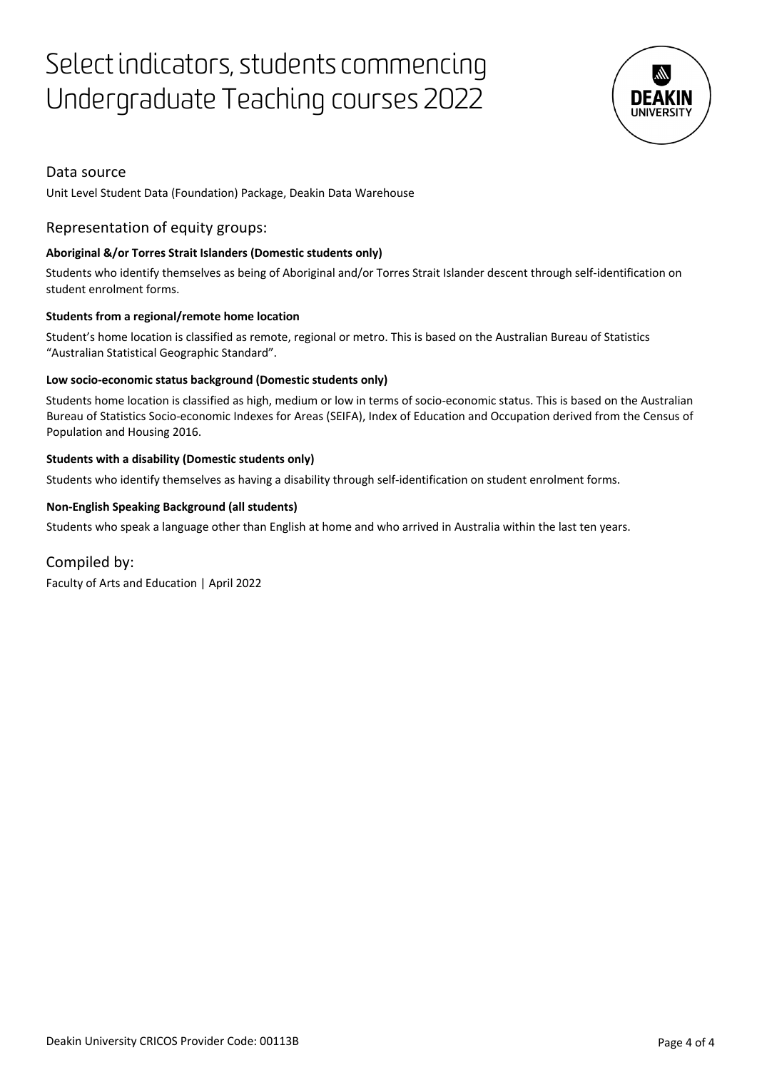# Select indicators, students commencing Undergraduate Teaching courses 2022

## Data source

Unit Level Student Data (Foundation) Package, Deakin Data Warehouse

## Representation of equity groups:

**Aboriginal &/or Torres Strait Islanders (Domestic students only)**

Students who identify themselves as being of Aboriginal and/or Torres Strait Islander descent through self-identification on student enrolment forms.

**Students from a regional/remote home location**

Student's home location is classified as remote, regional or metro. This is based on the Australian Bureau of Statistics "Australian Statistical Geographic Standard".

**Low socio-economic status background (Domestic students only)**

Students home location is classified as high, medium or low in terms of socio-economic status. This is based on the Australian Bureau of Statistics Socio-economic Indexes for Areas (SEIFA), Index of Education and Occupation derived from the Census of Population and Housing 2016.

**Students with a disability (Domestic students only)**

Students who identify themselves as having a disability through self-identification on student enrolment forms.

**Non-English Speaking Background (all students)**

Students who speak a language other than English at home and who arrived in Australia within the last ten years.

## Compiled by:

Faculty of Arts and Education | April 2022

Deakin University CRICOS Provider Code: 00113B